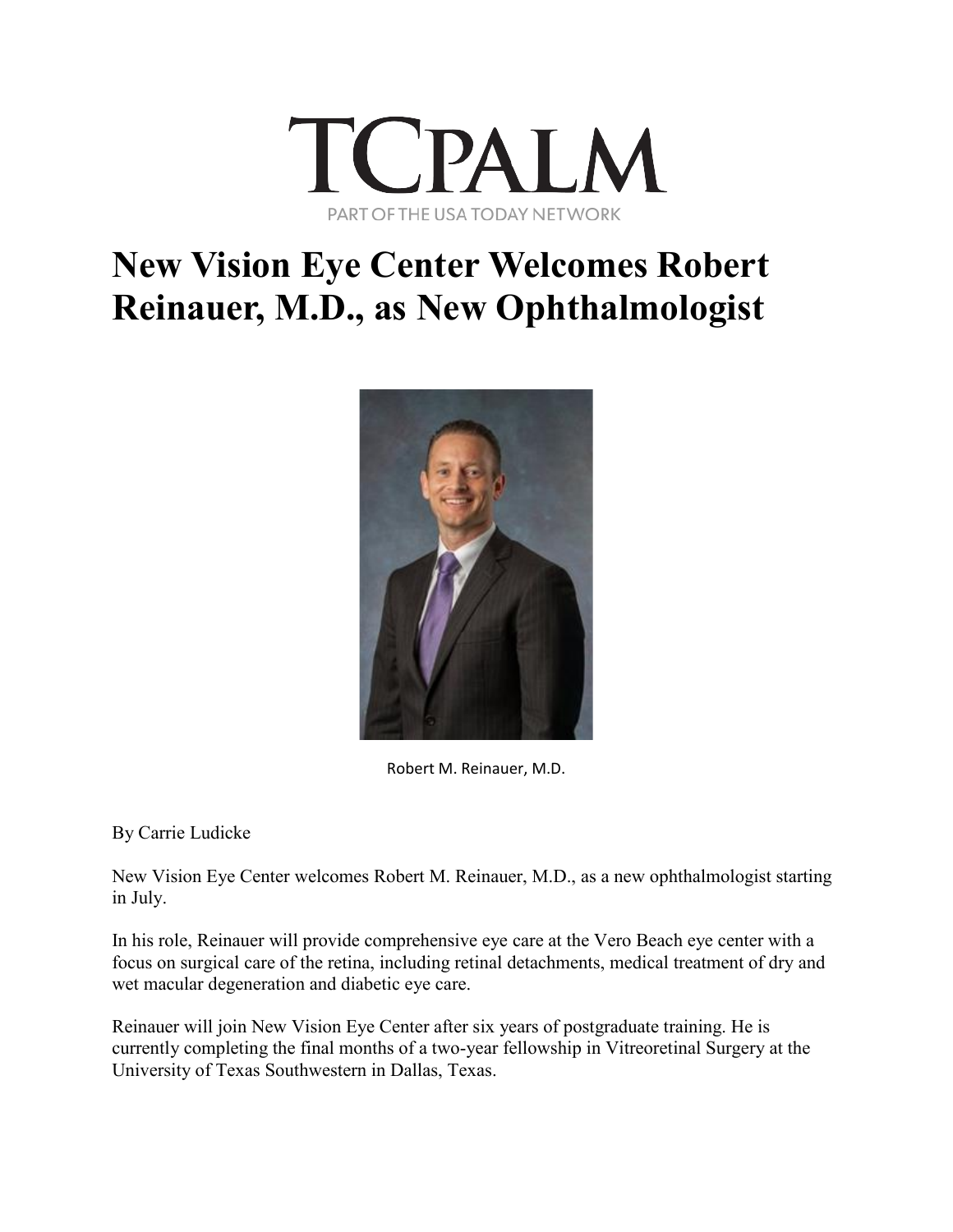TCPALM

PART OF THE USA TODAY NETWORK

# New Vision Eye Center Welcomes Robert Reinauer, M.D., as New Ophthalmologist

Robert M. Reinauer, M.D.

By Carrie Ludicke

New Vision Eye Center welcomes Robert M. Reinauer, M.D., as a new ophthalmologist starting in July.

In his role, Reinauer will provide comprehensive eye care at the Vero Beach eye center with a focus on surgical care of the retina, including retinal detachments, medical treatment of dry and wet macular degeneration and diabetic eye care.

Reinauer will join New Vision Eye Center after six years of postgraduate training. He is currently completing the final months of a two-year fellowship in Vitreoretinal Surgery at the University of Texas Southwestern in Dallas, Texas.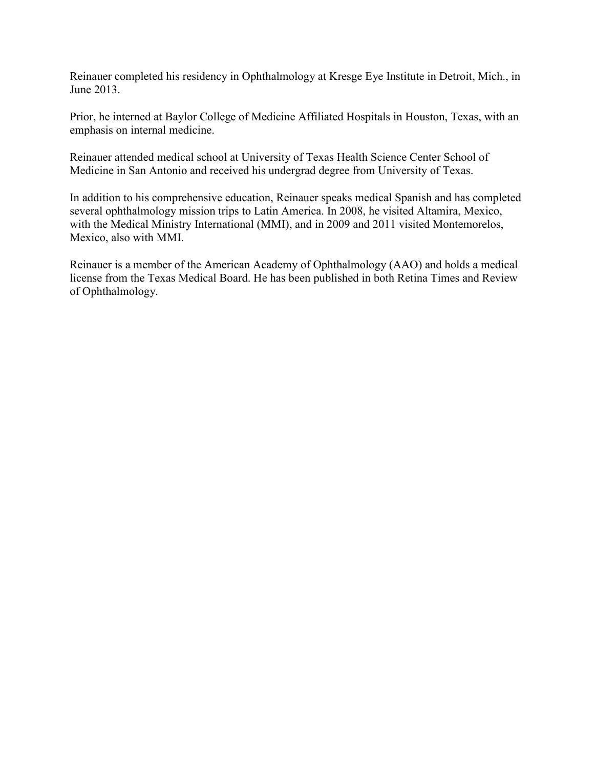Reinauer completed his residency in Ophthalmology at Kresge Eye Institute in Detroit, Mich., in June 2013.

Prior, he interned at Baylor College of Medicine Affiliated Hospitals in Houston, Texas, with an emphasis on internal medicine.

Reinauer attended medical school at University of Texas Health Science Center School of Medicine in San Antonio and received his undergrad degree from University of Texas.

In addition to his comprehensive education, Reinauer speaks medical Spanish and has completed several ophthalmology mission trips to Latin America. In 2008, he visited Altamira, Mexico, with the Medical Ministry International (MMI), and in 2009 and 2011 visited Montemorelos, Mexico, also with MMI.

Reinauer is a member of the American Academy of Ophthalmology (AAO) and holds a medical license from the Texas Medical Board. He has been published in both Retina Times and Review of Ophthalmology.